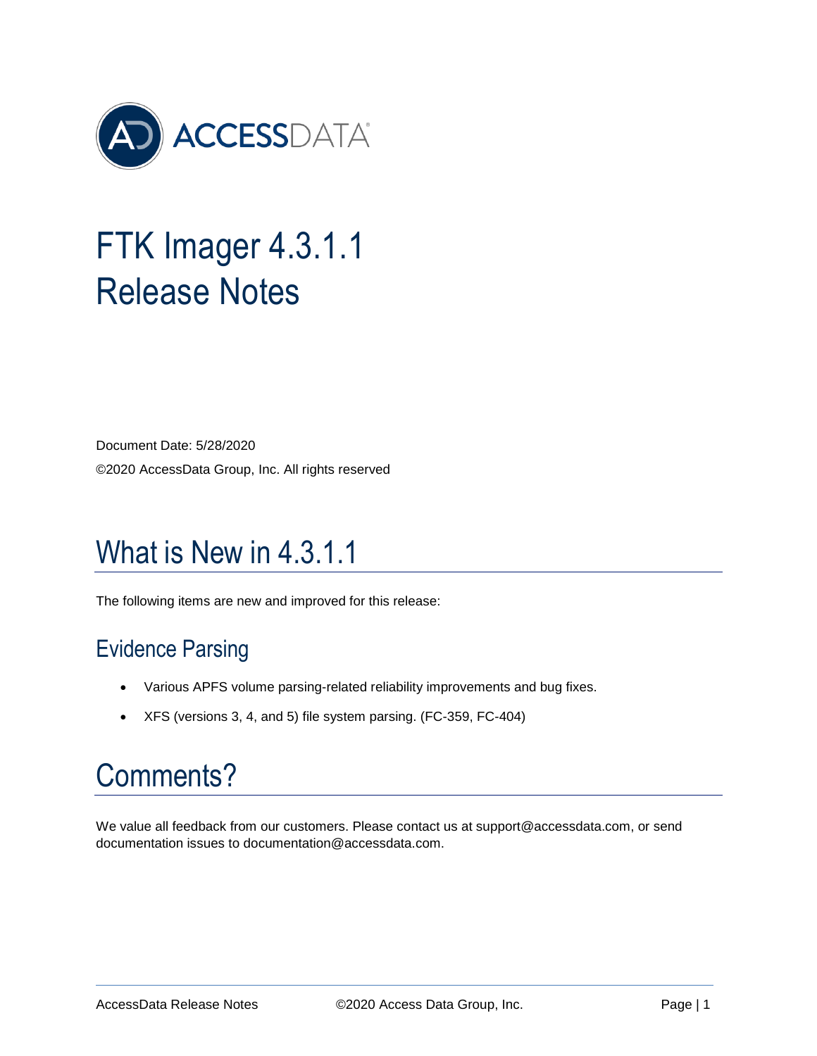# FTK Imager 4.3.1.1 Release Notes

Document Date: 5/28/2020

©2020 AccessData Group, Inc. All rights reserved

## What is New in 4.3.1.1

The following items are new and improved for this release:

### Evidence Parsing

- Various APFS volume parsing-related reliability improvements and bug fixes.
- XFS (versions 3, 4, and 5) file system parsing. (FC-359, FC-404)

## Comments?

We value all feedback from our customers. Please contact us at support@accessdata.com, or send documentation issues to documentation@accessdata.com.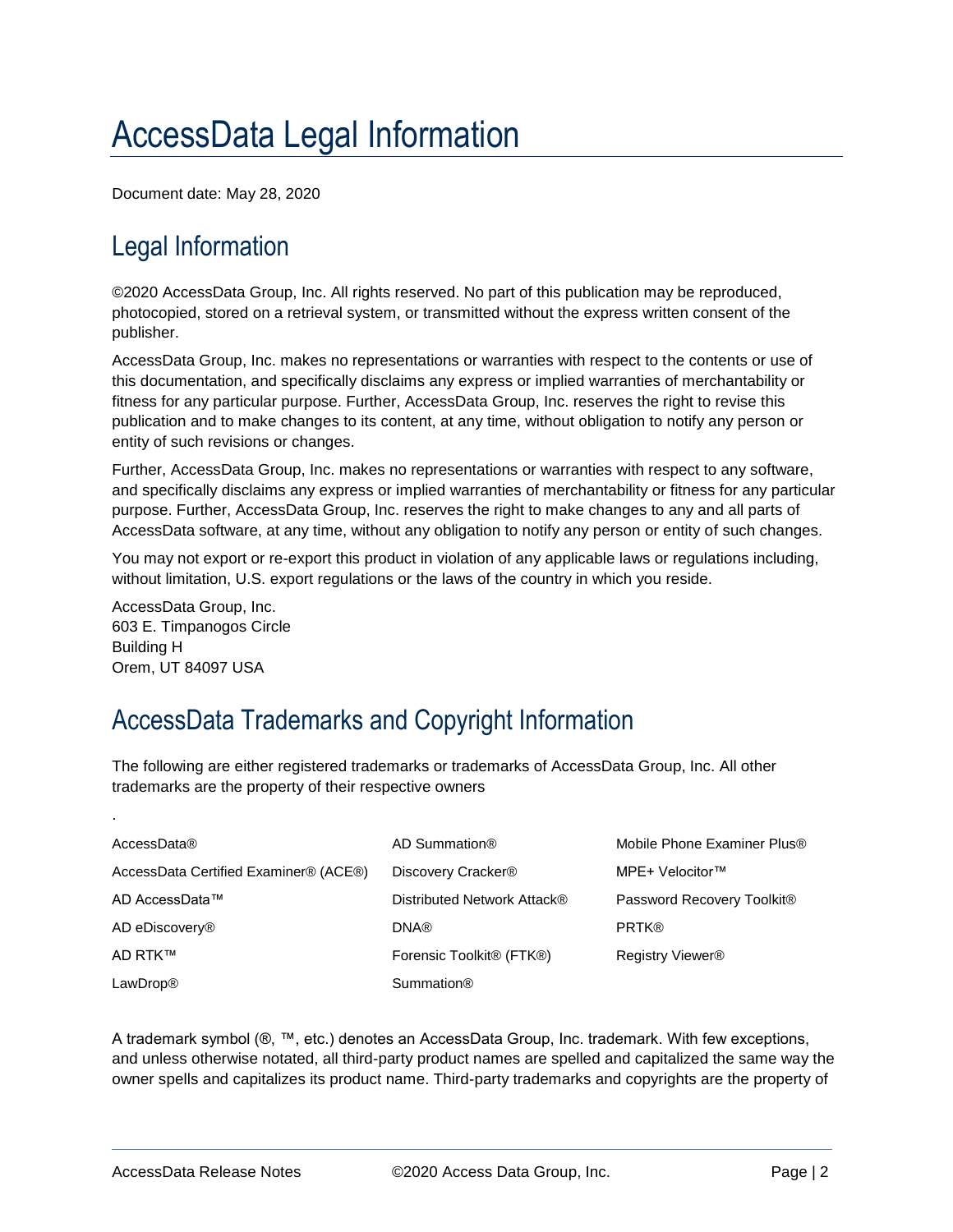# AccessData Legal Information

Document date: May 28, 2020

## Legal Information

©2020 AccessData Group, Inc. All rights reserved. No part of this publication may be reproduced, photocopied, stored on a retrieval system, or transmitted without the express written consent of the publisher.

AccessData Group, Inc. makes no representations or warranties with respect to the contents or use of this documentation, and specifically disclaims any express or implied warranties of merchantability or fitness for any particular purpose. Further, AccessData Group, Inc. reserves the right to revise this publication and to make changes to its content, at any time, without obligation to notify any person or entity of such revisions or changes.

Further, AccessData Group, Inc. makes no representations or warranties with respect to any software, and specifically disclaims any express or implied warranties of merchantability or fitness for any particular purpose. Further, AccessData Group, Inc. reserves the right to make changes to any and all parts of AccessData software, at any time, without any obligation to notify any person or entity of such changes.

You may not export or re-export this product in violation of any applicable laws or regulations including, without limitation, U.S. export regulations or the laws of the country in which you reside.

AccessData Group, Inc.
603 E. Timpanogos Circle
Building H
Orem, UT 84097 USA

## AccessData Trademarks and Copyright Information

The following are either registered trademarks or trademarks of AccessData Group, Inc. All other trademarks are the property of their respective owners

.

| | | |
|---|---|---|
| AccessData® | AD Summation® | Mobile Phone Examiner Plus® |
| AccessData Certified Examiner® (ACE®) | Discovery Cracker® | MPE+ Velocitor™ |
| AD AccessData™ | Distributed Network Attack® | Password Recovery Toolkit® |
| AD eDiscovery® | DNA® | PRTK® |
| AD RTK™ | Forensic Toolkit® (FTK®) | Registry Viewer® |
| LawDrop® | Summation® | |

A trademark symbol (®, ™, etc.) denotes an AccessData Group, Inc. trademark. With few exceptions, and unless otherwise notated, all third-party product names are spelled and capitalized the same way the owner spells and capitalizes its product name. Third-party trademarks and copyrights are the property of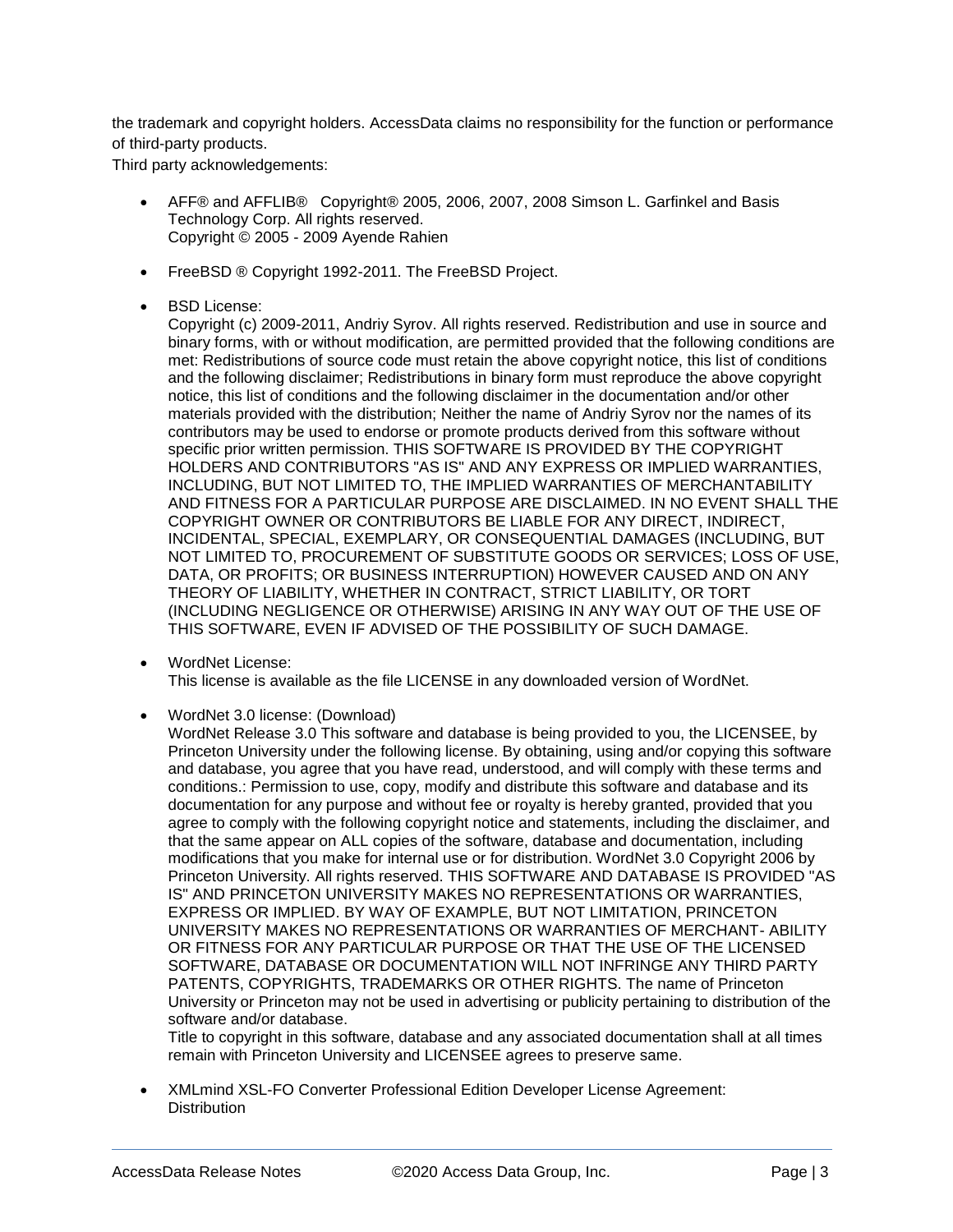the trademark and copyright holders. AccessData claims no responsibility for the function or performance of third-party products.

Third party acknowledgements:

- AFF® and AFFLIB® Copyright® 2005, 2006, 2007, 2008 Simson L. Garfinkel and Basis Technology Corp. All rights reserved.
  Copyright © 2005 - 2009 Ayende Rahien

- FreeBSD ® Copyright 1992-2011. The FreeBSD Project.

- BSD License:
  Copyright (c) 2009-2011, Andriy Syrov. All rights reserved. Redistribution and use in source and binary forms, with or without modification, are permitted provided that the following conditions are met: Redistributions of source code must retain the above copyright notice, this list of conditions and the following disclaimer; Redistributions in binary form must reproduce the above copyright notice, this list of conditions and the following disclaimer in the documentation and/or other materials provided with the distribution; Neither the name of Andriy Syrov nor the names of its contributors may be used to endorse or promote products derived from this software without specific prior written permission. THIS SOFTWARE IS PROVIDED BY THE COPYRIGHT HOLDERS AND CONTRIBUTORS "AS IS" AND ANY EXPRESS OR IMPLIED WARRANTIES, INCLUDING, BUT NOT LIMITED TO, THE IMPLIED WARRANTIES OF MERCHANTABILITY AND FITNESS FOR A PARTICULAR PURPOSE ARE DISCLAIMED. IN NO EVENT SHALL THE COPYRIGHT OWNER OR CONTRIBUTORS BE LIABLE FOR ANY DIRECT, INDIRECT, INCIDENTAL, SPECIAL, EXEMPLARY, OR CONSEQUENTIAL DAMAGES (INCLUDING, BUT NOT LIMITED TO, PROCUREMENT OF SUBSTITUTE GOODS OR SERVICES; LOSS OF USE, DATA, OR PROFITS; OR BUSINESS INTERRUPTION) HOWEVER CAUSED AND ON ANY THEORY OF LIABILITY, WHETHER IN CONTRACT, STRICT LIABILITY, OR TORT (INCLUDING NEGLIGENCE OR OTHERWISE) ARISING IN ANY WAY OUT OF THE USE OF THIS SOFTWARE, EVEN IF ADVISED OF THE POSSIBILITY OF SUCH DAMAGE.

- WordNet License:
  This license is available as the file LICENSE in any downloaded version of WordNet.

- WordNet 3.0 license: (Download)
  WordNet Release 3.0 This software and database is being provided to you, the LICENSEE, by Princeton University under the following license. By obtaining, using and/or copying this software and database, you agree that you have read, understood, and will comply with these terms and conditions.: Permission to use, copy, modify and distribute this software and database and its documentation for any purpose and without fee or royalty is hereby granted, provided that you agree to comply with the following copyright notice and statements, including the disclaimer, and that the same appear on ALL copies of the software, database and documentation, including modifications that you make for internal use or for distribution. WordNet 3.0 Copyright 2006 by Princeton University. All rights reserved. THIS SOFTWARE AND DATABASE IS PROVIDED "AS IS" AND PRINCETON UNIVERSITY MAKES NO REPRESENTATIONS OR WARRANTIES, EXPRESS OR IMPLIED. BY WAY OF EXAMPLE, BUT NOT LIMITATION, PRINCETON UNIVERSITY MAKES NO REPRESENTATIONS OR WARRANTIES OF MERCHANT- ABILITY OR FITNESS FOR ANY PARTICULAR PURPOSE OR THAT THE USE OF THE LICENSED SOFTWARE, DATABASE OR DOCUMENTATION WILL NOT INFRINGE ANY THIRD PARTY PATENTS, COPYRIGHTS, TRADEMARKS OR OTHER RIGHTS. The name of Princeton University or Princeton may not be used in advertising or publicity pertaining to distribution of the software and/or database.
  Title to copyright in this software, database and any associated documentation shall at all times remain with Princeton University and LICENSEE agrees to preserve same.

- XMLmind XSL-FO Converter Professional Edition Developer License Agreement:
  Distribution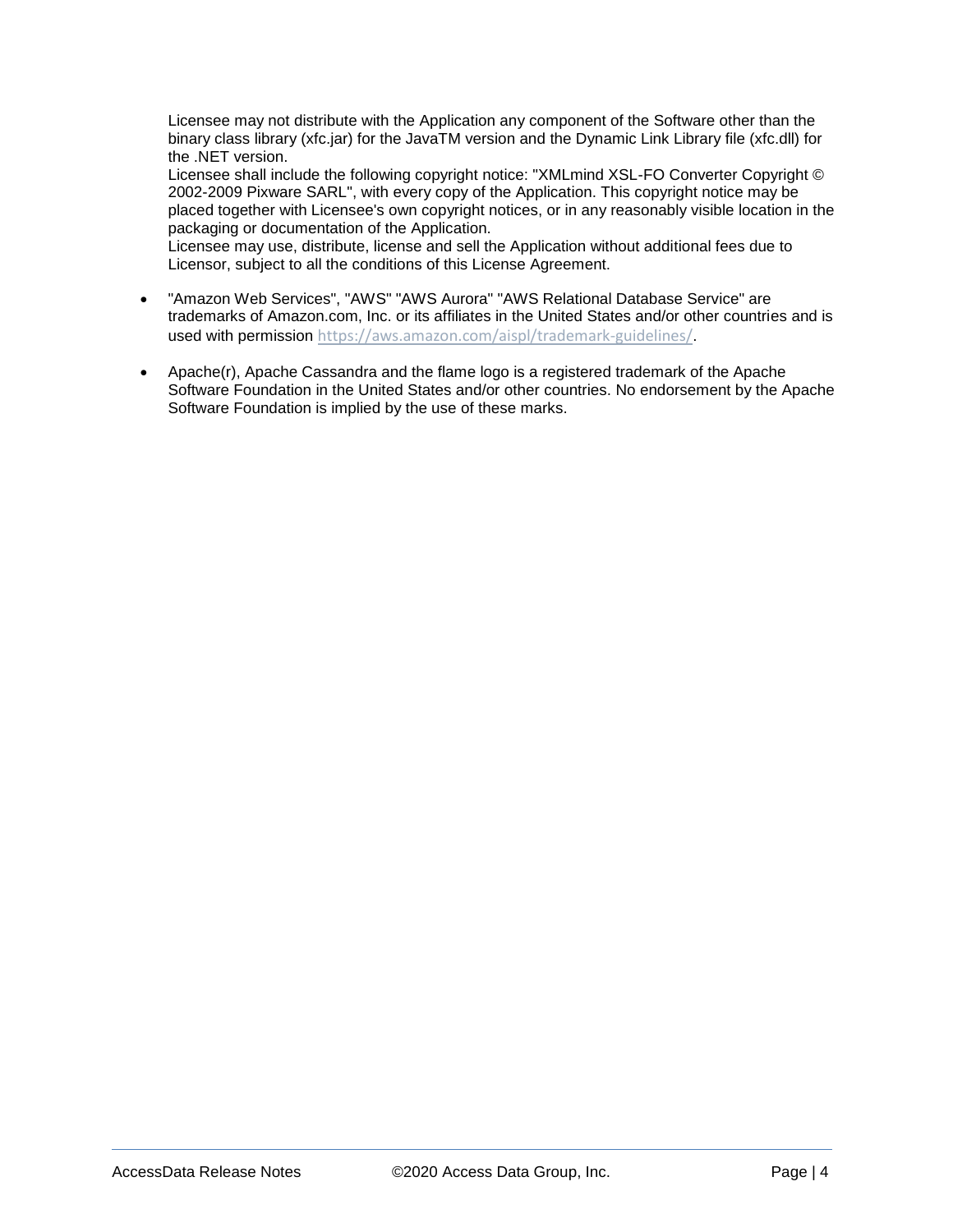Licensee may not distribute with the Application any component of the Software other than the binary class library (xfc.jar) for the JavaTM version and the Dynamic Link Library file (xfc.dll) for the .NET version.
Licensee shall include the following copyright notice: "XMLmind XSL-FO Converter Copyright © 2002-2009 Pixware SARL", with every copy of the Application. This copyright notice may be placed together with Licensee's own copyright notices, or in any reasonably visible location in the packaging or documentation of the Application.
Licensee may use, distribute, license and sell the Application without additional fees due to Licensor, subject to all the conditions of this License Agreement.

- "Amazon Web Services", "AWS" "AWS Aurora" "AWS Relational Database Service" are trademarks of Amazon.com, Inc. or its affiliates in the United States and/or other countries and is used with permission https://aws.amazon.com/aispl/trademark-guidelines/.

- Apache(r), Apache Cassandra and the flame logo is a registered trademark of the Apache Software Foundation in the United States and/or other countries. No endorsement by the Apache Software Foundation is implied by the use of these marks.